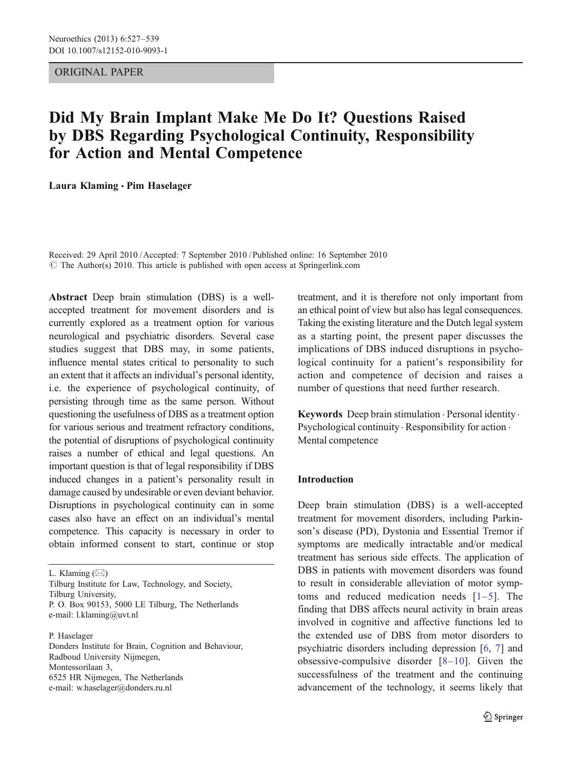ORIGINAL PAPER

# Did My Brain Implant Make Me Do It? Questions Raised by DBS Regarding Psychological Continuity, Responsibility for Action and Mental Competence

**Laura Klaming · Pim Haselager**

Received: 29 April 2010 / Accepted: 7 September 2010 / Published online: 16 September 2010
© The Author(s) 2010. This article is published with open access at Springerlink.com

**Abstract** Deep brain stimulation (DBS) is a well-accepted treatment for movement disorders and is currently explored as a treatment option for various neurological and psychiatric disorders. Several case studies suggest that DBS may, in some patients, influence mental states critical to personality to such an extent that it affects an individual's personal identity, i.e. the experience of psychological continuity, of persisting through time as the same person. Without questioning the usefulness of DBS as a treatment option for various serious and treatment refractory conditions, the potential of disruptions of psychological continuity raises a number of ethical and legal questions. An important question is that of legal responsibility if DBS induced changes in a patient's personality result in damage caused by undesirable or even deviant behavior. Disruptions in psychological continuity can in some cases also have an effect on an individual's mental competence. This capacity is necessary in order to obtain informed consent to start, continue or stop treatment, and it is therefore not only important from an ethical point of view but also has legal consequences. Taking the existing literature and the Dutch legal system as a starting point, the present paper discusses the implications of DBS induced disruptions in psychological continuity for a patient's responsibility for action and competence of decision and raises a number of questions that need further research.

**Keywords** Deep brain stimulation · Personal identity · Psychological continuity · Responsibility for action · Mental competence

L. Klaming (✉)
Tilburg Institute for Law, Technology, and Society,
Tilburg University,
P. O. Box 90153, 5000 LE Tilburg, The Netherlands
e-mail: l.klaming@uvt.nl

P. Haselager
Donders Institute for Brain, Cognition and Behaviour,
Radboud University Nijmegen,
Montessorilaan 3,
6525 HR Nijmegen, The Netherlands
e-mail: w.haselager@donders.ru.nl

## Introduction

Deep brain stimulation (DBS) is a well-accepted treatment for movement disorders, including Parkinson's disease (PD), Dystonia and Essential Tremor if symptoms are medically intractable and/or medical treatment has serious side effects. The application of DBS in patients with movement disorders was found to result in considerable alleviation of motor symptoms and reduced medication needs [1–5]. The finding that DBS affects neural activity in brain areas involved in cognitive and affective functions led to the extended use of DBS from motor disorders to psychiatric disorders including depression [6, 7] and obsessive-compulsive disorder [8–10]. Given the successfulness of the treatment and the continuing advancement of the technology, it seems likely that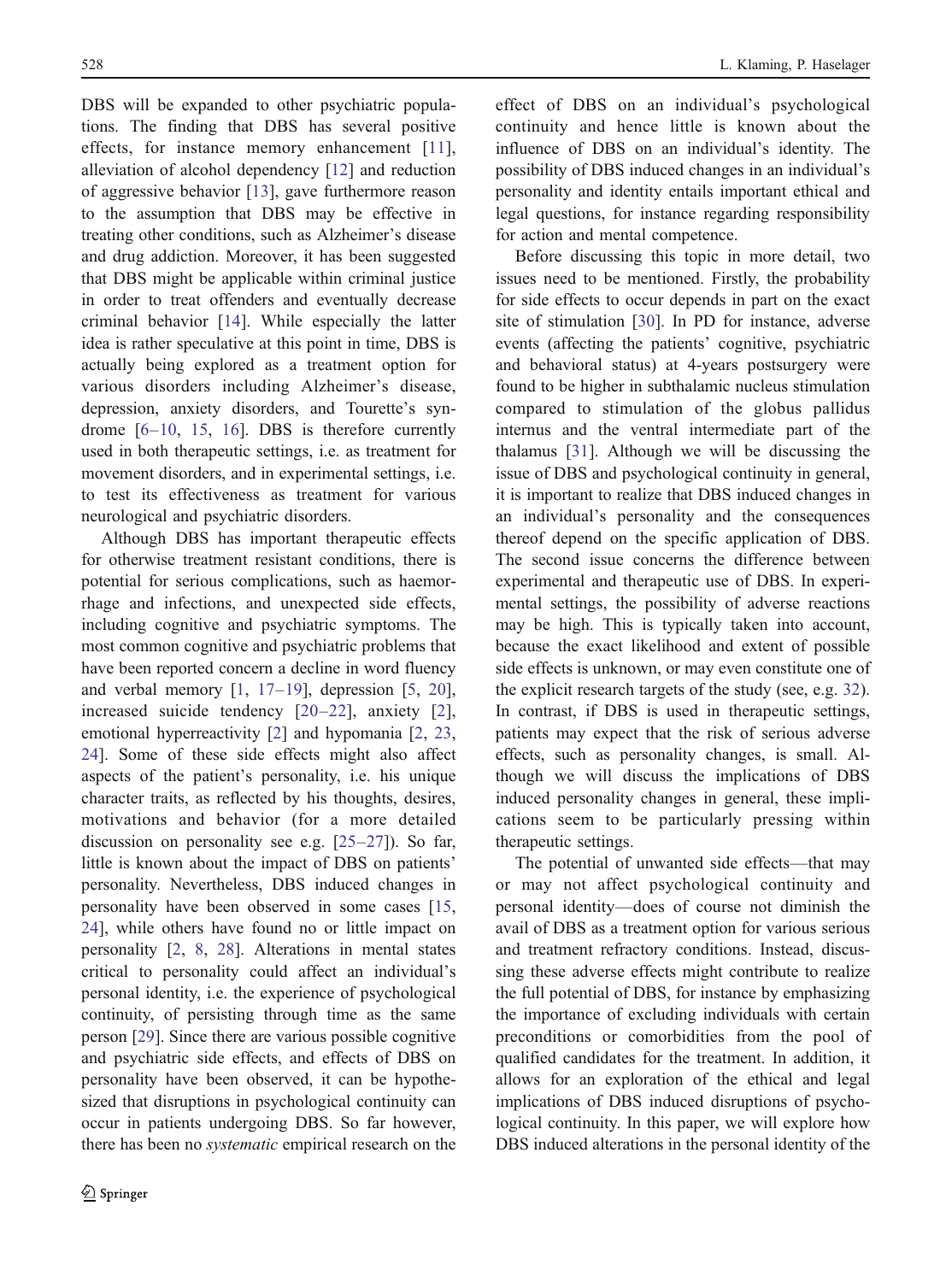DBS will be expanded to other psychiatric populations. The finding that DBS has several positive effects, for instance memory enhancement [11], alleviation of alcohol dependency [12] and reduction of aggressive behavior [13], gave furthermore reason to the assumption that DBS may be effective in treating other conditions, such as Alzheimer's disease and drug addiction. Moreover, it has been suggested that DBS might be applicable within criminal justice in order to treat offenders and eventually decrease criminal behavior [14]. While especially the latter idea is rather speculative at this point in time, DBS is actually being explored as a treatment option for various disorders including Alzheimer's disease, depression, anxiety disorders, and Tourette's syndrome [6–10, 15, 16]. DBS is therefore currently used in both therapeutic settings, i.e. as treatment for movement disorders, and in experimental settings, i.e. to test its effectiveness as treatment for various neurological and psychiatric disorders.

Although DBS has important therapeutic effects for otherwise treatment resistant conditions, there is potential for serious complications, such as haemorrhage and infections, and unexpected side effects, including cognitive and psychiatric symptoms. The most common cognitive and psychiatric problems that have been reported concern a decline in word fluency and verbal memory [1, 17–19], depression [5, 20], increased suicide tendency [20–22], anxiety [2], emotional hyperreactivity [2] and hypomania [2, 23, 24]. Some of these side effects might also affect aspects of the patient's personality, i.e. his unique character traits, as reflected by his thoughts, desires, motivations and behavior (for a more detailed discussion on personality see e.g. [25–27]). So far, little is known about the impact of DBS on patients' personality. Nevertheless, DBS induced changes in personality have been observed in some cases [15, 24], while others have found no or little impact on personality [2, 8, 28]. Alterations in mental states critical to personality could affect an individual's personal identity, i.e. the experience of psychological continuity, of persisting through time as the same person [29]. Since there are various possible cognitive and psychiatric side effects, and effects of DBS on personality have been observed, it can be hypothesized that disruptions in psychological continuity can occur in patients undergoing DBS. So far however, there has been no *systematic* empirical research on the effect of DBS on an individual's psychological continuity and hence little is known about the influence of DBS on an individual's identity. The possibility of DBS induced changes in an individual's personality and identity entails important ethical and legal questions, for instance regarding responsibility for action and mental competence.

Before discussing this topic in more detail, two issues need to be mentioned. Firstly, the probability for side effects to occur depends in part on the exact site of stimulation [30]. In PD for instance, adverse events (affecting the patients' cognitive, psychiatric and behavioral status) at 4-years postsurgery were found to be higher in subthalamic nucleus stimulation compared to stimulation of the globus pallidus internus and the ventral intermediate part of the thalamus [31]. Although we will be discussing the issue of DBS and psychological continuity in general, it is important to realize that DBS induced changes in an individual's personality and the consequences thereof depend on the specific application of DBS. The second issue concerns the difference between experimental and therapeutic use of DBS. In experimental settings, the possibility of adverse reactions may be high. This is typically taken into account, because the exact likelihood and extent of possible side effects is unknown, or may even constitute one of the explicit research targets of the study (see, e.g. 32). In contrast, if DBS is used in therapeutic settings, patients may expect that the risk of serious adverse effects, such as personality changes, is small. Although we will discuss the implications of DBS induced personality changes in general, these implications seem to be particularly pressing within therapeutic settings.

The potential of unwanted side effects—that may or may not affect psychological continuity and personal identity—does of course not diminish the avail of DBS as a treatment option for various serious and treatment refractory conditions. Instead, discussing these adverse effects might contribute to realize the full potential of DBS, for instance by emphasizing the importance of excluding individuals with certain preconditions or comorbidities from the pool of qualified candidates for the treatment. In addition, it allows for an exploration of the ethical and legal implications of DBS induced disruptions of psychological continuity. In this paper, we will explore how DBS induced alterations in the personal identity of the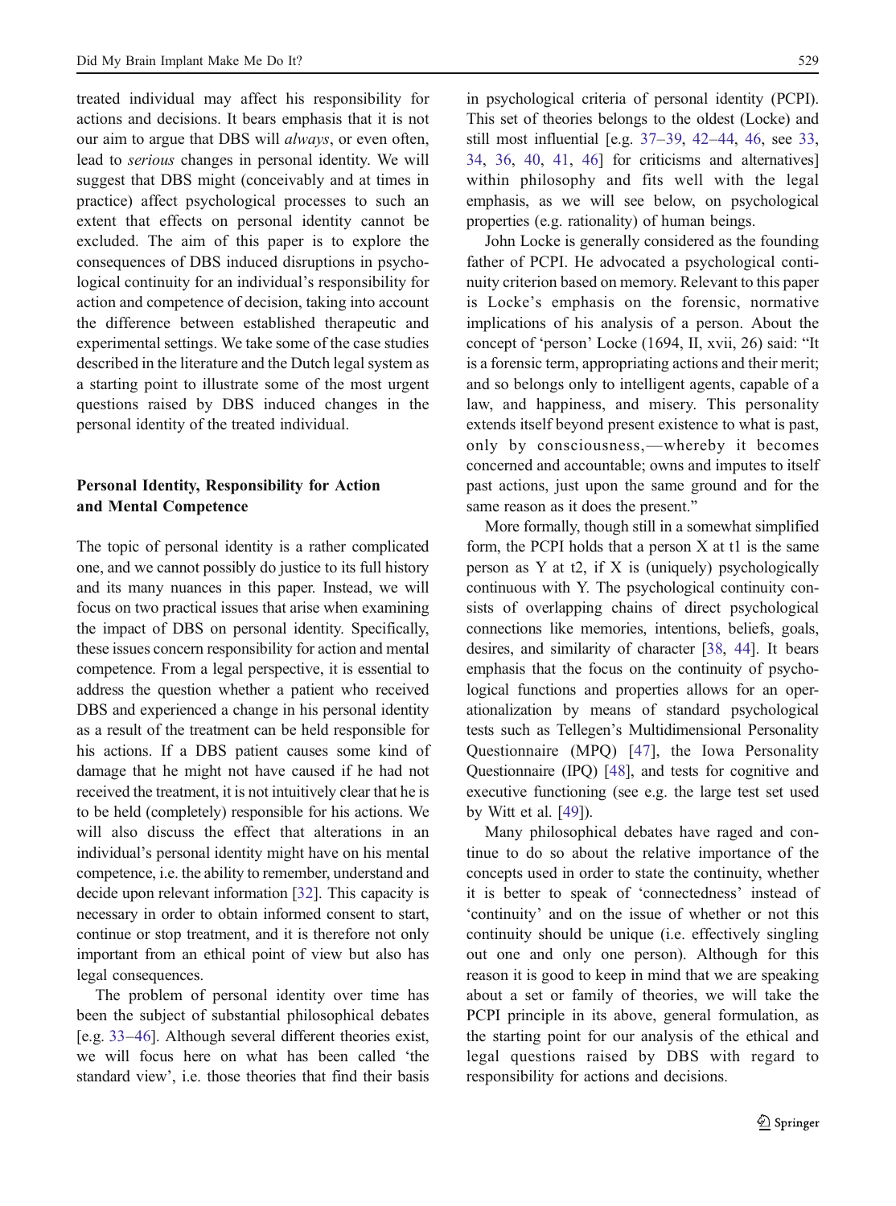treated individual may affect his responsibility for actions and decisions. It bears emphasis that it is not our aim to argue that DBS will *always*, or even often, lead to *serious* changes in personal identity. We will suggest that DBS might (conceivably and at times in practice) affect psychological processes to such an extent that effects on personal identity cannot be excluded. The aim of this paper is to explore the consequences of DBS induced disruptions in psychological continuity for an individual's responsibility for action and competence of decision, taking into account the difference between established therapeutic and experimental settings. We take some of the case studies described in the literature and the Dutch legal system as a starting point to illustrate some of the most urgent questions raised by DBS induced changes in the personal identity of the treated individual.

## Personal Identity, Responsibility for Action and Mental Competence

The topic of personal identity is a rather complicated one, and we cannot possibly do justice to its full history and its many nuances in this paper. Instead, we will focus on two practical issues that arise when examining the impact of DBS on personal identity. Specifically, these issues concern responsibility for action and mental competence. From a legal perspective, it is essential to address the question whether a patient who received DBS and experienced a change in his personal identity as a result of the treatment can be held responsible for his actions. If a DBS patient causes some kind of damage that he might not have caused if he had not received the treatment, it is not intuitively clear that he is to be held (completely) responsible for his actions. We will also discuss the effect that alterations in an individual's personal identity might have on his mental competence, i.e. the ability to remember, understand and decide upon relevant information [32]. This capacity is necessary in order to obtain informed consent to start, continue or stop treatment, and it is therefore not only important from an ethical point of view but also has legal consequences.

The problem of personal identity over time has been the subject of substantial philosophical debates [e.g. 33–46]. Although several different theories exist, we will focus here on what has been called 'the standard view', i.e. those theories that find their basis in psychological criteria of personal identity (PCPI). This set of theories belongs to the oldest (Locke) and still most influential [e.g. 37–39, 42–44, 46, see 33, 34, 36, 40, 41, 46] for criticisms and alternatives] within philosophy and fits well with the legal emphasis, as we will see below, on psychological properties (e.g. rationality) of human beings.

John Locke is generally considered as the founding father of PCPI. He advocated a psychological continuity criterion based on memory. Relevant to this paper is Locke's emphasis on the forensic, normative implications of his analysis of a person. About the concept of 'person' Locke (1694, II, xvii, 26) said: "It is a forensic term, appropriating actions and their merit; and so belongs only to intelligent agents, capable of a law, and happiness, and misery. This personality extends itself beyond present existence to what is past, only by consciousness,—whereby it becomes concerned and accountable; owns and imputes to itself past actions, just upon the same ground and for the same reason as it does the present."

More formally, though still in a somewhat simplified form, the PCPI holds that a person X at t1 is the same person as Y at t2, if X is (uniquely) psychologically continuous with Y. The psychological continuity consists of overlapping chains of direct psychological connections like memories, intentions, beliefs, goals, desires, and similarity of character [38, 44]. It bears emphasis that the focus on the continuity of psychological functions and properties allows for an operationalization by means of standard psychological tests such as Tellegen's Multidimensional Personality Questionnaire (MPQ) [47], the Iowa Personality Questionnaire (IPQ) [48], and tests for cognitive and executive functioning (see e.g. the large test set used by Witt et al. [49]).

Many philosophical debates have raged and continue to do so about the relative importance of the concepts used in order to state the continuity, whether it is better to speak of 'connectedness' instead of 'continuity' and on the issue of whether or not this continuity should be unique (i.e. effectively singling out one and only one person). Although for this reason it is good to keep in mind that we are speaking about a set or family of theories, we will take the PCPI principle in its above, general formulation, as the starting point for our analysis of the ethical and legal questions raised by DBS with regard to responsibility for actions and decisions.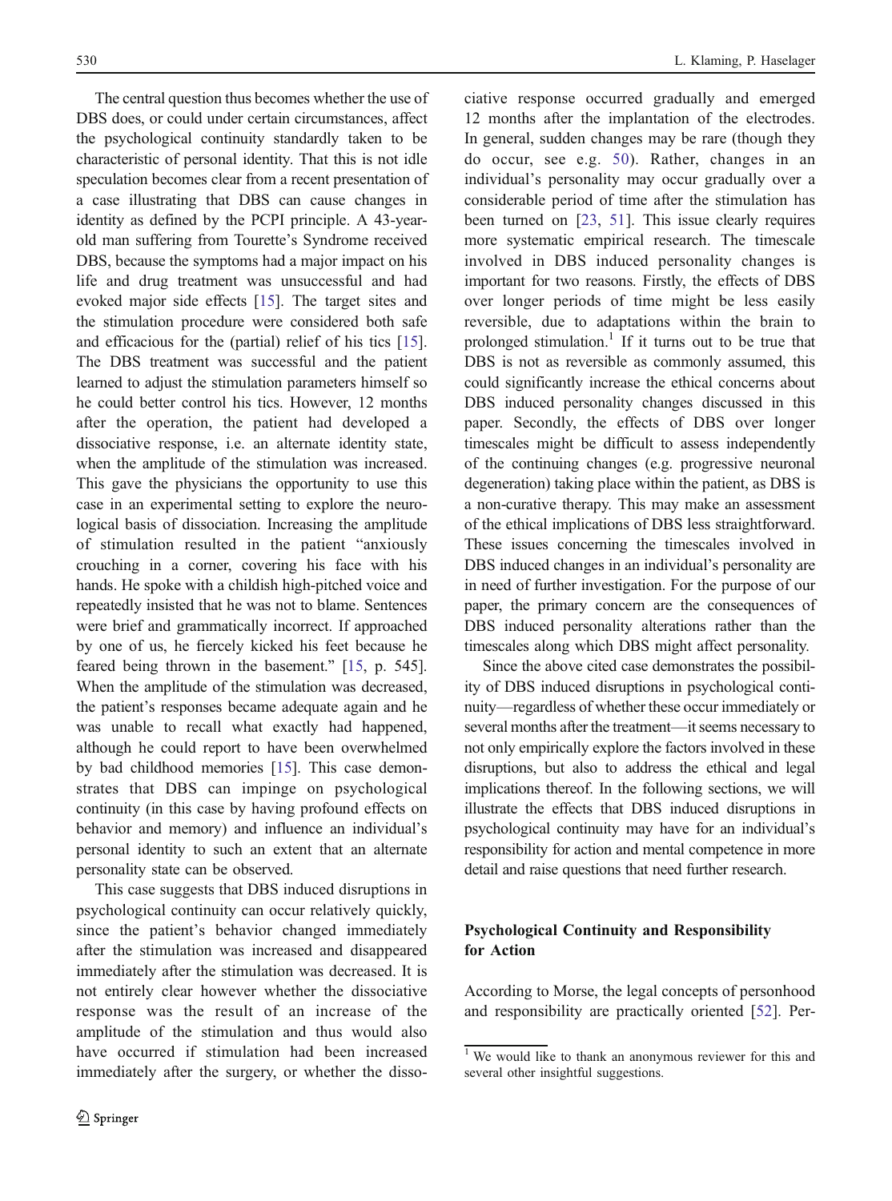The central question thus becomes whether the use of DBS does, or could under certain circumstances, affect the psychological continuity standardly taken to be characteristic of personal identity. That this is not idle speculation becomes clear from a recent presentation of a case illustrating that DBS can cause changes in identity as defined by the PCPI principle. A 43-year-old man suffering from Tourette's Syndrome received DBS, because the symptoms had a major impact on his life and drug treatment was unsuccessful and had evoked major side effects [15]. The target sites and the stimulation procedure were considered both safe and efficacious for the (partial) relief of his tics [15]. The DBS treatment was successful and the patient learned to adjust the stimulation parameters himself so he could better control his tics. However, 12 months after the operation, the patient had developed a dissociative response, i.e. an alternate identity state, when the amplitude of the stimulation was increased. This gave the physicians the opportunity to use this case in an experimental setting to explore the neurological basis of dissociation. Increasing the amplitude of stimulation resulted in the patient "anxiously crouching in a corner, covering his face with his hands. He spoke with a childish high-pitched voice and repeatedly insisted that he was not to blame. Sentences were brief and grammatically incorrect. If approached by one of us, he fiercely kicked his feet because he feared being thrown in the basement." [15, p. 545]. When the amplitude of the stimulation was decreased, the patient's responses became adequate again and he was unable to recall what exactly had happened, although he could report to have been overwhelmed by bad childhood memories [15]. This case demonstrates that DBS can impinge on psychological continuity (in this case by having profound effects on behavior and memory) and influence an individual's personal identity to such an extent that an alternate personality state can be observed.

This case suggests that DBS induced disruptions in psychological continuity can occur relatively quickly, since the patient's behavior changed immediately after the stimulation was increased and disappeared immediately after the stimulation was decreased. It is not entirely clear however whether the dissociative response was the result of an increase of the amplitude of the stimulation and thus would also have occurred if stimulation had been increased immediately after the surgery, or whether the dissociative response occurred gradually and emerged 12 months after the implantation of the electrodes. In general, sudden changes may be rare (though they do occur, see e.g. 50). Rather, changes in an individual's personality may occur gradually over a considerable period of time after the stimulation has been turned on [23, 51]. This issue clearly requires more systematic empirical research. The timescale involved in DBS induced personality changes is important for two reasons. Firstly, the effects of DBS over longer periods of time might be less easily reversible, due to adaptations within the brain to prolonged stimulation.[1] If it turns out to be true that DBS is not as reversible as commonly assumed, this could significantly increase the ethical concerns about DBS induced personality changes discussed in this paper. Secondly, the effects of DBS over longer timescales might be difficult to assess independently of the continuing changes (e.g. progressive neuronal degeneration) taking place within the patient, as DBS is a non-curative therapy. This may make an assessment of the ethical implications of DBS less straightforward. These issues concerning the timescales involved in DBS induced changes in an individual's personality are in need of further investigation. For the purpose of our paper, the primary concern are the consequences of DBS induced personality alterations rather than the timescales along which DBS might affect personality.

Since the above cited case demonstrates the possibility of DBS induced disruptions in psychological continuity—regardless of whether these occur immediately or several months after the treatment—it seems necessary to not only empirically explore the factors involved in these disruptions, but also to address the ethical and legal implications thereof. In the following sections, we will illustrate the effects that DBS induced disruptions in psychological continuity may have for an individual's responsibility for action and mental competence in more detail and raise questions that need further research.

## Psychological Continuity and Responsibility for Action

According to Morse, the legal concepts of personhood and responsibility are practically oriented [52]. Per-

[1] We would like to thank an anonymous reviewer for this and several other insightful suggestions.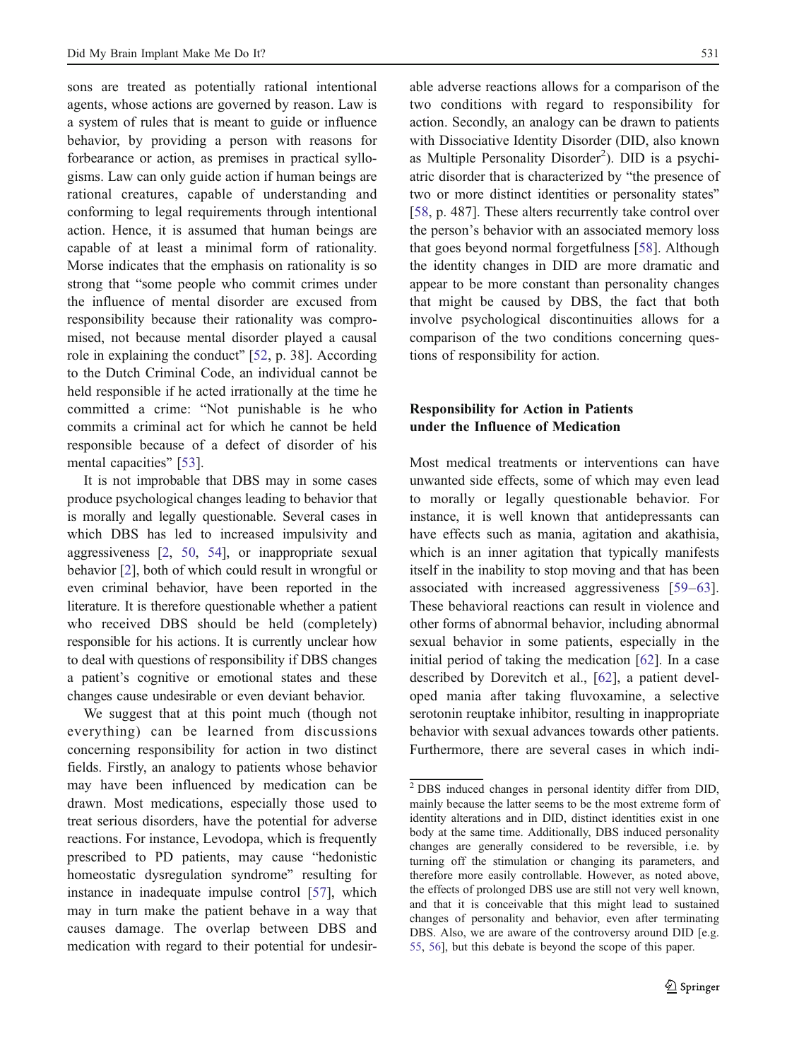sons are treated as potentially rational intentional agents, whose actions are governed by reason. Law is a system of rules that is meant to guide or influence behavior, by providing a person with reasons for forbearance or action, as premises in practical syllogisms. Law can only guide action if human beings are rational creatures, capable of understanding and conforming to legal requirements through intentional action. Hence, it is assumed that human beings are capable of at least a minimal form of rationality. Morse indicates that the emphasis on rationality is so strong that "some people who commit crimes under the influence of mental disorder are excused from responsibility because their rationality was compromised, not because mental disorder played a causal role in explaining the conduct" [52, p. 38]. According to the Dutch Criminal Code, an individual cannot be held responsible if he acted irrationally at the time he committed a crime: "Not punishable is he who commits a criminal act for which he cannot be held responsible because of a defect of disorder of his mental capacities" [53].

It is not improbable that DBS may in some cases produce psychological changes leading to behavior that is morally and legally questionable. Several cases in which DBS has led to increased impulsivity and aggressiveness [2, 50, 54], or inappropriate sexual behavior [2], both of which could result in wrongful or even criminal behavior, have been reported in the literature. It is therefore questionable whether a patient who received DBS should be held (completely) responsible for his actions. It is currently unclear how to deal with questions of responsibility if DBS changes a patient's cognitive or emotional states and these changes cause undesirable or even deviant behavior.

We suggest that at this point much (though not everything) can be learned from discussions concerning responsibility for action in two distinct fields. Firstly, an analogy to patients whose behavior may have been influenced by medication can be drawn. Most medications, especially those used to treat serious disorders, have the potential for adverse reactions. For instance, Levodopa, which is frequently prescribed to PD patients, may cause "hedonistic homeostatic dysregulation syndrome" resulting for instance in inadequate impulse control [57], which may in turn make the patient behave in a way that causes damage. The overlap between DBS and medication with regard to their potential for undesirable adverse reactions allows for a comparison of the two conditions with regard to responsibility for action. Secondly, an analogy can be drawn to patients with Dissociative Identity Disorder (DID, also known as Multiple Personality Disorder[2]). DID is a psychiatric disorder that is characterized by "the presence of two or more distinct identities or personality states" [58, p. 487]. These alters recurrently take control over the person's behavior with an associated memory loss that goes beyond normal forgetfulness [58]. Although the identity changes in DID are more dramatic and appear to be more constant than personality changes that might be caused by DBS, the fact that both involve psychological discontinuities allows for a comparison of the two conditions concerning questions of responsibility for action.

## Responsibility for Action in Patients under the Influence of Medication

Most medical treatments or interventions can have unwanted side effects, some of which may even lead to morally or legally questionable behavior. For instance, it is well known that antidepressants can have effects such as mania, agitation and akathisia, which is an inner agitation that typically manifests itself in the inability to stop moving and that has been associated with increased aggressiveness [59–63]. These behavioral reactions can result in violence and other forms of abnormal behavior, including abnormal sexual behavior in some patients, especially in the initial period of taking the medication [62]. In a case described by Dorevitch et al., [62], a patient developed mania after taking fluvoxamine, a selective serotonin reuptake inhibitor, resulting in inappropriate behavior with sexual advances towards other patients. Furthermore, there are several cases in which indi-

[2] DBS induced changes in personal identity differ from DID, mainly because the latter seems to be the most extreme form of identity alterations and in DID, distinct identities exist in one body at the same time. Additionally, DBS induced personality changes are generally considered to be reversible, i.e. by turning off the stimulation or changing its parameters, and therefore more easily controllable. However, as noted above, the effects of prolonged DBS use are still not very well known, and that it is conceivable that this might lead to sustained changes of personality and behavior, even after terminating DBS. Also, we are aware of the controversy around DID [e.g. 55, 56], but this debate is beyond the scope of this paper.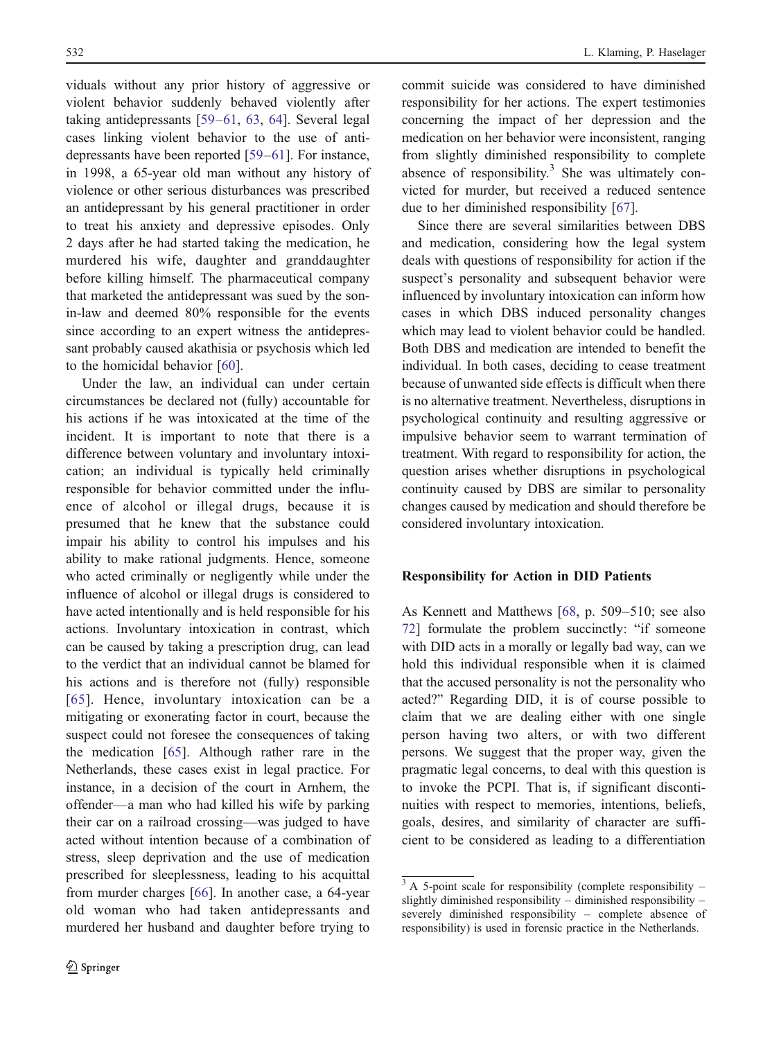viduals without any prior history of aggressive or violent behavior suddenly behaved violently after taking antidepressants [59–61, 63, 64]. Several legal cases linking violent behavior to the use of antidepressants have been reported [59–61]. For instance, in 1998, a 65-year old man without any history of violence or other serious disturbances was prescribed an antidepressant by his general practitioner in order to treat his anxiety and depressive episodes. Only 2 days after he had started taking the medication, he murdered his wife, daughter and granddaughter before killing himself. The pharmaceutical company that marketed the antidepressant was sued by the son-in-law and deemed 80% responsible for the events since according to an expert witness the antidepressant probably caused akathisia or psychosis which led to the homicidal behavior [60].

Under the law, an individual can under certain circumstances be declared not (fully) accountable for his actions if he was intoxicated at the time of the incident. It is important to note that there is a difference between voluntary and involuntary intoxication; an individual is typically held criminally responsible for behavior committed under the influence of alcohol or illegal drugs, because it is presumed that he knew that the substance could impair his ability to control his impulses and his ability to make rational judgments. Hence, someone who acted criminally or negligently while under the influence of alcohol or illegal drugs is considered to have acted intentionally and is held responsible for his actions. Involuntary intoxication in contrast, which can be caused by taking a prescription drug, can lead to the verdict that an individual cannot be blamed for his actions and is therefore not (fully) responsible [65]. Hence, involuntary intoxication can be a mitigating or exonerating factor in court, because the suspect could not foresee the consequences of taking the medication [65]. Although rather rare in the Netherlands, these cases exist in legal practice. For instance, in a decision of the court in Arnhem, the offender—a man who had killed his wife by parking their car on a railroad crossing—was judged to have acted without intention because of a combination of stress, sleep deprivation and the use of medication prescribed for sleeplessness, leading to his acquittal from murder charges [66]. In another case, a 64-year old woman who had taken antidepressants and murdered her husband and daughter before trying to commit suicide was considered to have diminished responsibility for her actions. The expert testimonies concerning the impact of her depression and the medication on her behavior were inconsistent, ranging from slightly diminished responsibility to complete absence of responsibility.[3] She was ultimately convicted for murder, but received a reduced sentence due to her diminished responsibility [67].

Since there are several similarities between DBS and medication, considering how the legal system deals with questions of responsibility for action if the suspect's personality and subsequent behavior were influenced by involuntary intoxication can inform how cases in which DBS induced personality changes which may lead to violent behavior could be handled. Both DBS and medication are intended to benefit the individual. In both cases, deciding to cease treatment because of unwanted side effects is difficult when there is no alternative treatment. Nevertheless, disruptions in psychological continuity and resulting aggressive or impulsive behavior seem to warrant termination of treatment. With regard to responsibility for action, the question arises whether disruptions in psychological continuity caused by DBS are similar to personality changes caused by medication and should therefore be considered involuntary intoxication.

## Responsibility for Action in DID Patients

As Kennett and Matthews [68, p. 509–510; see also 72] formulate the problem succinctly: "if someone with DID acts in a morally or legally bad way, can we hold this individual responsible when it is claimed that the accused personality is not the personality who acted?" Regarding DID, it is of course possible to claim that we are dealing either with one single person having two alters, or with two different persons. We suggest that the proper way, given the pragmatic legal concerns, to deal with this question is to invoke the PCPI. That is, if significant discontinuities with respect to memories, intentions, beliefs, goals, desires, and similarity of character are sufficient to be considered as leading to a differentiation

[3] A 5-point scale for responsibility (complete responsibility – slightly diminished responsibility – diminished responsibility – severely diminished responsibility – complete absence of responsibility) is used in forensic practice in the Netherlands.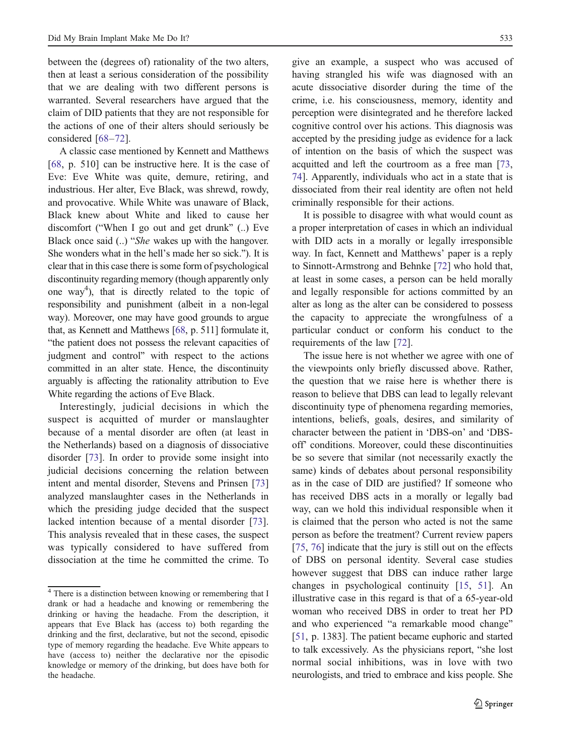between the (degrees of) rationality of the two alters, then at least a serious consideration of the possibility that we are dealing with two different persons is warranted. Several researchers have argued that the claim of DID patients that they are not responsible for the actions of one of their alters should seriously be considered [68–72].

A classic case mentioned by Kennett and Matthews [68, p. 510] can be instructive here. It is the case of Eve: Eve White was quite, demure, retiring, and industrious. Her alter, Eve Black, was shrewd, rowdy, and provocative. While White was unaware of Black, Black knew about White and liked to cause her discomfort ("When I go out and get drunk" (..) Eve Black once said (..) "*She* wakes up with the hangover. She wonders what in the hell's made her so sick."). It is clear that in this case there is some form of psychological discontinuity regarding memory (though apparently only one way[4]), that is directly related to the topic of responsibility and punishment (albeit in a non-legal way). Moreover, one may have good grounds to argue that, as Kennett and Matthews [68, p. 511] formulate it, "the patient does not possess the relevant capacities of judgment and control" with respect to the actions committed in an alter state. Hence, the discontinuity arguably is affecting the rationality attribution to Eve White regarding the actions of Eve Black.

Interestingly, judicial decisions in which the suspect is acquitted of murder or manslaughter because of a mental disorder are often (at least in the Netherlands) based on a diagnosis of dissociative disorder [73]. In order to provide some insight into judicial decisions concerning the relation between intent and mental disorder, Stevens and Prinsen [73] analyzed manslaughter cases in the Netherlands in which the presiding judge decided that the suspect lacked intention because of a mental disorder [73]. This analysis revealed that in these cases, the suspect was typically considered to have suffered from dissociation at the time he committed the crime. To give an example, a suspect who was accused of having strangled his wife was diagnosed with an acute dissociative disorder during the time of the crime, i.e. his consciousness, memory, identity and perception were disintegrated and he therefore lacked cognitive control over his actions. This diagnosis was accepted by the presiding judge as evidence for a lack of intention on the basis of which the suspect was acquitted and left the courtroom as a free man [73, 74]. Apparently, individuals who act in a state that is dissociated from their real identity are often not held criminally responsible for their actions.

It is possible to disagree with what would count as a proper interpretation of cases in which an individual with DID acts in a morally or legally irresponsible way. In fact, Kennett and Matthews' paper is a reply to Sinnott-Armstrong and Behnke [72] who hold that, at least in some cases, a person can be held morally and legally responsible for actions committed by an alter as long as the alter can be considered to possess the capacity to appreciate the wrongfulness of a particular conduct or conform his conduct to the requirements of the law [72].

The issue here is not whether we agree with one of the viewpoints only briefly discussed above. Rather, the question that we raise here is whether there is reason to believe that DBS can lead to legally relevant discontinuity type of phenomena regarding memories, intentions, beliefs, goals, desires, and similarity of character between the patient in 'DBS-on' and 'DBS-off' conditions. Moreover, could these discontinuities be so severe that similar (not necessarily exactly the same) kinds of debates about personal responsibility as in the case of DID are justified? If someone who has received DBS acts in a morally or legally bad way, can we hold this individual responsible when it is claimed that the person who acted is not the same person as before the treatment? Current review papers [75, 76] indicate that the jury is still out on the effects of DBS on personal identity. Several case studies however suggest that DBS can induce rather large changes in psychological continuity [15, 51]. An illustrative case in this regard is that of a 65-year-old woman who received DBS in order to treat her PD and who experienced "a remarkable mood change" [51, p. 1383]. The patient became euphoric and started to talk excessively. As the physicians report, "she lost normal social inhibitions, was in love with two neurologists, and tried to embrace and kiss people. She

---

[4] There is a distinction between knowing or remembering that I drank or had a headache and knowing or remembering the drinking or having the headache. From the description, it appears that Eve Black has (access to) both regarding the drinking and the first, declarative, but not the second, episodic type of memory regarding the headache. Eve White appears to have (access to) neither the declarative nor the episodic knowledge or memory of the drinking, but does have both for the headache.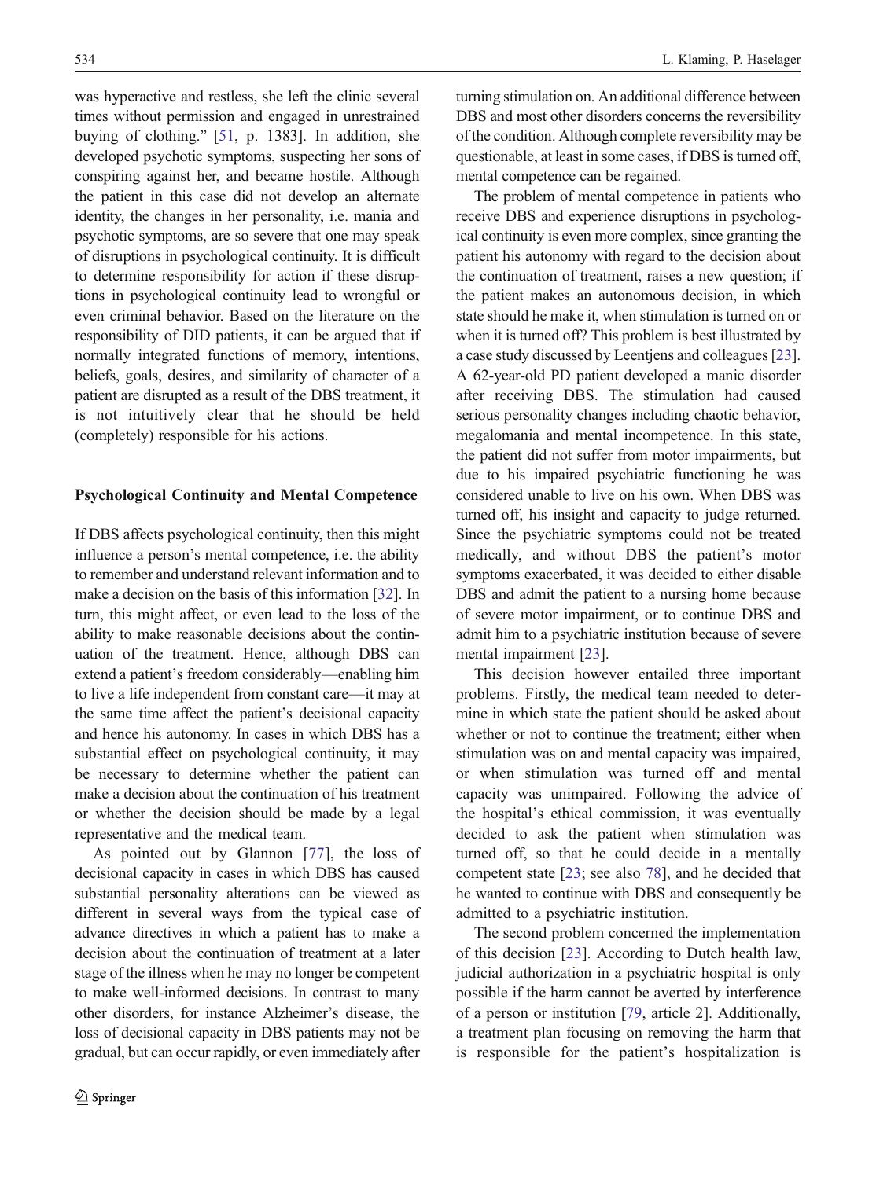was hyperactive and restless, she left the clinic several times without permission and engaged in unrestrained buying of clothing." [51, p. 1383]. In addition, she developed psychotic symptoms, suspecting her sons of conspiring against her, and became hostile. Although the patient in this case did not develop an alternate identity, the changes in her personality, i.e. mania and psychotic symptoms, are so severe that one may speak of disruptions in psychological continuity. It is difficult to determine responsibility for action if these disruptions in psychological continuity lead to wrongful or even criminal behavior. Based on the literature on the responsibility of DID patients, it can be argued that if normally integrated functions of memory, intentions, beliefs, goals, desires, and similarity of character of a patient are disrupted as a result of the DBS treatment, it is not intuitively clear that he should be held (completely) responsible for his actions.

## Psychological Continuity and Mental Competence

If DBS affects psychological continuity, then this might influence a person's mental competence, i.e. the ability to remember and understand relevant information and to make a decision on the basis of this information [32]. In turn, this might affect, or even lead to the loss of the ability to make reasonable decisions about the continuation of the treatment. Hence, although DBS can extend a patient's freedom considerably—enabling him to live a life independent from constant care—it may at the same time affect the patient's decisional capacity and hence his autonomy. In cases in which DBS has a substantial effect on psychological continuity, it may be necessary to determine whether the patient can make a decision about the continuation of his treatment or whether the decision should be made by a legal representative and the medical team.

As pointed out by Glannon [77], the loss of decisional capacity in cases in which DBS has caused substantial personality alterations can be viewed as different in several ways from the typical case of advance directives in which a patient has to make a decision about the continuation of treatment at a later stage of the illness when he may no longer be competent to make well-informed decisions. In contrast to many other disorders, for instance Alzheimer's disease, the loss of decisional capacity in DBS patients may not be gradual, but can occur rapidly, or even immediately after turning stimulation on. An additional difference between DBS and most other disorders concerns the reversibility of the condition. Although complete reversibility may be questionable, at least in some cases, if DBS is turned off, mental competence can be regained.

The problem of mental competence in patients who receive DBS and experience disruptions in psychological continuity is even more complex, since granting the patient his autonomy with regard to the decision about the continuation of treatment, raises a new question; if the patient makes an autonomous decision, in which state should he make it, when stimulation is turned on or when it is turned off? This problem is best illustrated by a case study discussed by Leentjens and colleagues [23]. A 62-year-old PD patient developed a manic disorder after receiving DBS. The stimulation had caused serious personality changes including chaotic behavior, megalomania and mental incompetence. In this state, the patient did not suffer from motor impairments, but due to his impaired psychiatric functioning he was considered unable to live on his own. When DBS was turned off, his insight and capacity to judge returned. Since the psychiatric symptoms could not be treated medically, and without DBS the patient's motor symptoms exacerbated, it was decided to either disable DBS and admit the patient to a nursing home because of severe motor impairment, or to continue DBS and admit him to a psychiatric institution because of severe mental impairment [23].

This decision however entailed three important problems. Firstly, the medical team needed to determine in which state the patient should be asked about whether or not to continue the treatment; either when stimulation was on and mental capacity was impaired, or when stimulation was turned off and mental capacity was unimpaired. Following the advice of the hospital's ethical commission, it was eventually decided to ask the patient when stimulation was turned off, so that he could decide in a mentally competent state [23; see also 78], and he decided that he wanted to continue with DBS and consequently be admitted to a psychiatric institution.

The second problem concerned the implementation of this decision [23]. According to Dutch health law, judicial authorization in a psychiatric hospital is only possible if the harm cannot be averted by interference of a person or institution [79, article 2]. Additionally, a treatment plan focusing on removing the harm that is responsible for the patient's hospitalization is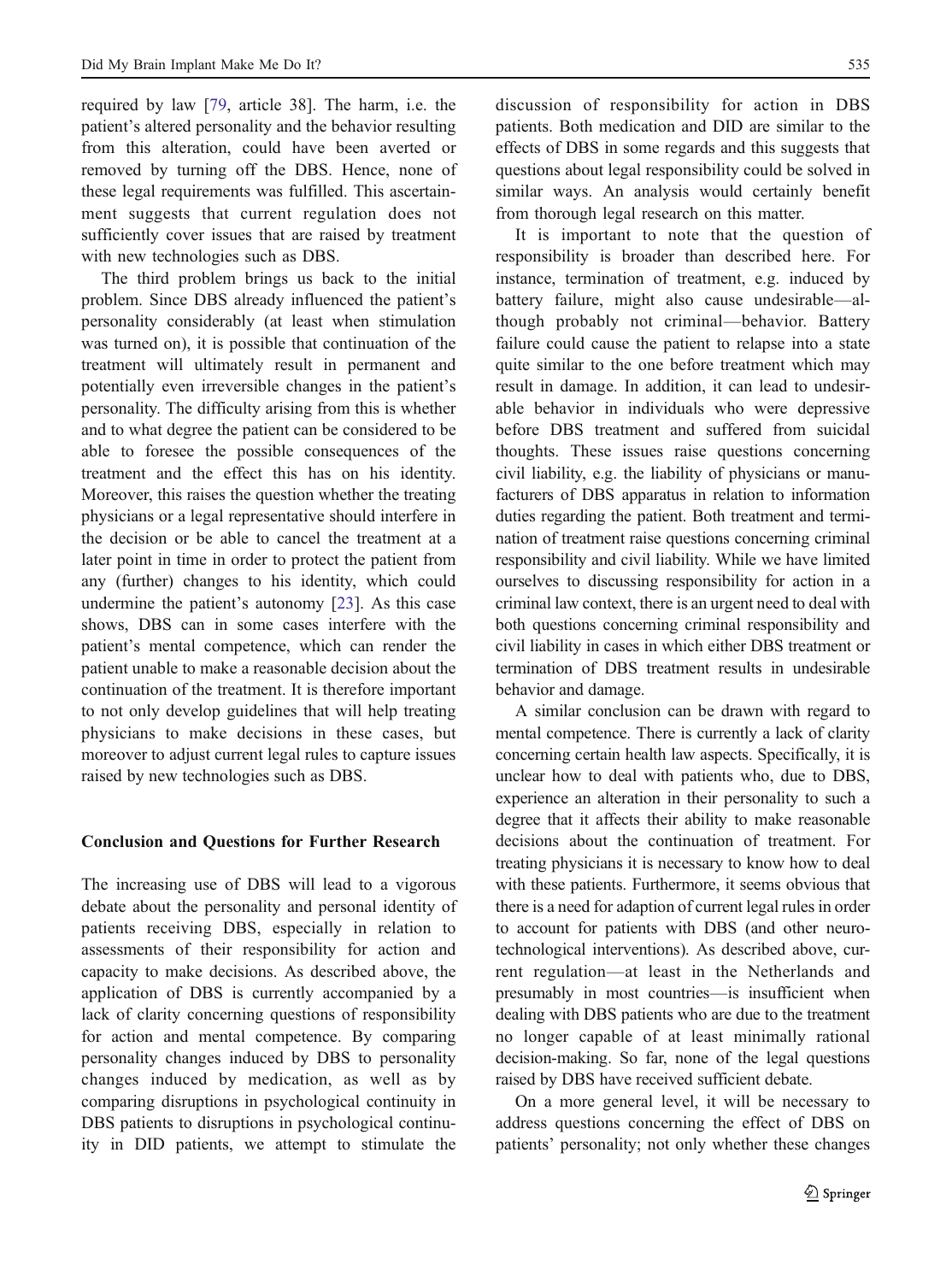required by law [79, article 38]. The harm, i.e. the patient's altered personality and the behavior resulting from this alteration, could have been averted or removed by turning off the DBS. Hence, none of these legal requirements was fulfilled. This ascertainment suggests that current regulation does not sufficiently cover issues that are raised by treatment with new technologies such as DBS.

The third problem brings us back to the initial problem. Since DBS already influenced the patient's personality considerably (at least when stimulation was turned on), it is possible that continuation of the treatment will ultimately result in permanent and potentially even irreversible changes in the patient's personality. The difficulty arising from this is whether and to what degree the patient can be considered to be able to foresee the possible consequences of the treatment and the effect this has on his identity. Moreover, this raises the question whether the treating physicians or a legal representative should interfere in the decision or be able to cancel the treatment at a later point in time in order to protect the patient from any (further) changes to his identity, which could undermine the patient's autonomy [23]. As this case shows, DBS can in some cases interfere with the patient's mental competence, which can render the patient unable to make a reasonable decision about the continuation of the treatment. It is therefore important to not only develop guidelines that will help treating physicians to make decisions in these cases, but moreover to adjust current legal rules to capture issues raised by new technologies such as DBS.

## Conclusion and Questions for Further Research

The increasing use of DBS will lead to a vigorous debate about the personality and personal identity of patients receiving DBS, especially in relation to assessments of their responsibility for action and capacity to make decisions. As described above, the application of DBS is currently accompanied by a lack of clarity concerning questions of responsibility for action and mental competence. By comparing personality changes induced by DBS to personality changes induced by medication, as well as by comparing disruptions in psychological continuity in DBS patients to disruptions in psychological continuity in DID patients, we attempt to stimulate the discussion of responsibility for action in DBS patients. Both medication and DID are similar to the effects of DBS in some regards and this suggests that questions about legal responsibility could be solved in similar ways. An analysis would certainly benefit from thorough legal research on this matter.

It is important to note that the question of responsibility is broader than described here. For instance, termination of treatment, e.g. induced by battery failure, might also cause undesirable—although probably not criminal—behavior. Battery failure could cause the patient to relapse into a state quite similar to the one before treatment which may result in damage. In addition, it can lead to undesirable behavior in individuals who were depressive before DBS treatment and suffered from suicidal thoughts. These issues raise questions concerning civil liability, e.g. the liability of physicians or manufacturers of DBS apparatus in relation to information duties regarding the patient. Both treatment and termination of treatment raise questions concerning criminal responsibility and civil liability. While we have limited ourselves to discussing responsibility for action in a criminal law context, there is an urgent need to deal with both questions concerning criminal responsibility and civil liability in cases in which either DBS treatment or termination of DBS treatment results in undesirable behavior and damage.

A similar conclusion can be drawn with regard to mental competence. There is currently a lack of clarity concerning certain health law aspects. Specifically, it is unclear how to deal with patients who, due to DBS, experience an alteration in their personality to such a degree that it affects their ability to make reasonable decisions about the continuation of treatment. For treating physicians it is necessary to know how to deal with these patients. Furthermore, it seems obvious that there is a need for adaption of current legal rules in order to account for patients with DBS (and other neurotechnological interventions). As described above, current regulation—at least in the Netherlands and presumably in most countries—is insufficient when dealing with DBS patients who are due to the treatment no longer capable of at least minimally rational decision-making. So far, none of the legal questions raised by DBS have received sufficient debate.

On a more general level, it will be necessary to address questions concerning the effect of DBS on patients' personality; not only whether these changes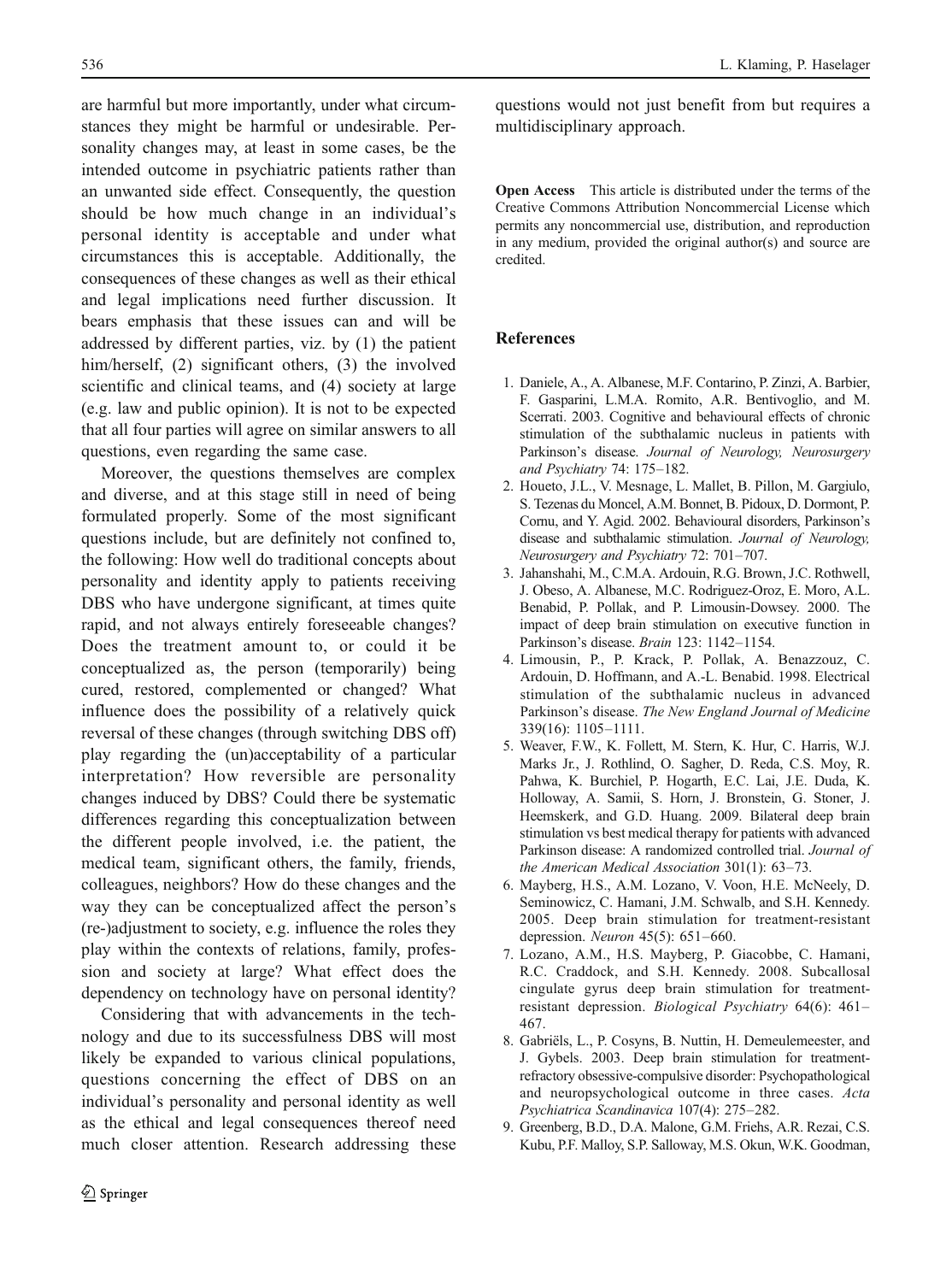are harmful but more importantly, under what circumstances they might be harmful or undesirable. Personality changes may, at least in some cases, be the intended outcome in psychiatric patients rather than an unwanted side effect. Consequently, the question should be how much change in an individual's personal identity is acceptable and under what circumstances this is acceptable. Additionally, the consequences of these changes as well as their ethical and legal implications need further discussion. It bears emphasis that these issues can and will be addressed by different parties, viz. by (1) the patient him/herself, (2) significant others, (3) the involved scientific and clinical teams, and (4) society at large (e.g. law and public opinion). It is not to be expected that all four parties will agree on similar answers to all questions, even regarding the same case.

Moreover, the questions themselves are complex and diverse, and at this stage still in need of being formulated properly. Some of the most significant questions include, but are definitely not confined to, the following: How well do traditional concepts about personality and identity apply to patients receiving DBS who have undergone significant, at times quite rapid, and not always entirely foreseeable changes? Does the treatment amount to, or could it be conceptualized as, the person (temporarily) being cured, restored, complemented or changed? What influence does the possibility of a relatively quick reversal of these changes (through switching DBS off) play regarding the (un)acceptability of a particular interpretation? How reversible are personality changes induced by DBS? Could there be systematic differences regarding this conceptualization between the different people involved, i.e. the patient, the medical team, significant others, the family, friends, colleagues, neighbors? How do these changes and the way they can be conceptualized affect the person's (re-)adjustment to society, e.g. influence the roles they play within the contexts of relations, family, profession and society at large? What effect does the dependency on technology have on personal identity?

Considering that with advancements in the technology and due to its successfulness DBS will most likely be expanded to various clinical populations, questions concerning the effect of DBS on an individual's personality and personal identity as well as the ethical and legal consequences thereof need much closer attention. Research addressing these questions would not just benefit from but requires a multidisciplinary approach.

**Open Access** This article is distributed under the terms of the Creative Commons Attribution Noncommercial License which permits any noncommercial use, distribution, and reproduction in any medium, provided the original author(s) and source are credited.

## References

1. Daniele, A., A. Albanese, M.F. Contarino, P. Zinzi, A. Barbier, F. Gasparini, L.M.A. Romito, A.R. Bentivoglio, and M. Scerrati. 2003. Cognitive and behavioural effects of chronic stimulation of the subthalamic nucleus in patients with Parkinson's disease. *Journal of Neurology, Neurosurgery and Psychiatry* 74: 175–182.
2. Houeto, J.L., V. Mesnage, L. Mallet, B. Pillon, M. Gargiulo, S. Tezenas du Moncel, A.M. Bonnet, B. Pidoux, D. Dormont, P. Cornu, and Y. Agid. 2002. Behavioural disorders, Parkinson's disease and subthalamic stimulation. *Journal of Neurology, Neurosurgery and Psychiatry* 72: 701–707.
3. Jahanshahi, M., C.M.A. Ardouin, R.G. Brown, J.C. Rothwell, J. Obeso, A. Albanese, M.C. Rodriguez-Oroz, E. Moro, A.L. Benabid, P. Pollak, and P. Limousin-Dowsey. 2000. The impact of deep brain stimulation on executive function in Parkinson's disease. *Brain* 123: 1142–1154.
4. Limousin, P., P. Krack, P. Pollak, A. Benazzouz, C. Ardouin, D. Hoffmann, and A.-L. Benabid. 1998. Electrical stimulation of the subthalamic nucleus in advanced Parkinson's disease. *The New England Journal of Medicine* 339(16): 1105–1111.
5. Weaver, F.W., K. Follett, M. Stern, K. Hur, C. Harris, W.J. Marks Jr., J. Rothlind, O. Sagher, D. Reda, C.S. Moy, R. Pahwa, K. Burchiel, P. Hogarth, E.C. Lai, J.E. Duda, K. Holloway, A. Samii, S. Horn, J. Bronstein, G. Stoner, J. Heemskerk, and G.D. Huang. 2009. Bilateral deep brain stimulation vs best medical therapy for patients with advanced Parkinson disease: A randomized controlled trial. *Journal of the American Medical Association* 301(1): 63–73.
6. Mayberg, H.S., A.M. Lozano, V. Voon, H.E. McNeely, D. Seminowicz, C. Hamani, J.M. Schwalb, and S.H. Kennedy. 2005. Deep brain stimulation for treatment-resistant depression. *Neuron* 45(5): 651–660.
7. Lozano, A.M., H.S. Mayberg, P. Giacobbe, C. Hamani, R.C. Craddock, and S.H. Kennedy. 2008. Subcallosal cingulate gyrus deep brain stimulation for treatment-resistant depression. *Biological Psychiatry* 64(6): 461–467.
8. Gabriëls, L., P. Cosyns, B. Nuttin, H. Demeulemeester, and J. Gybels. 2003. Deep brain stimulation for treatment-refractory obsessive-compulsive disorder: Psychopathological and neuropsychological outcome in three cases. *Acta Psychiatrica Scandinavica* 107(4): 275–282.
9. Greenberg, B.D., D.A. Malone, G.M. Friehs, A.R. Rezai, C.S. Kubu, P.F. Malloy, S.P. Salloway, M.S. Okun, W.K. Goodman,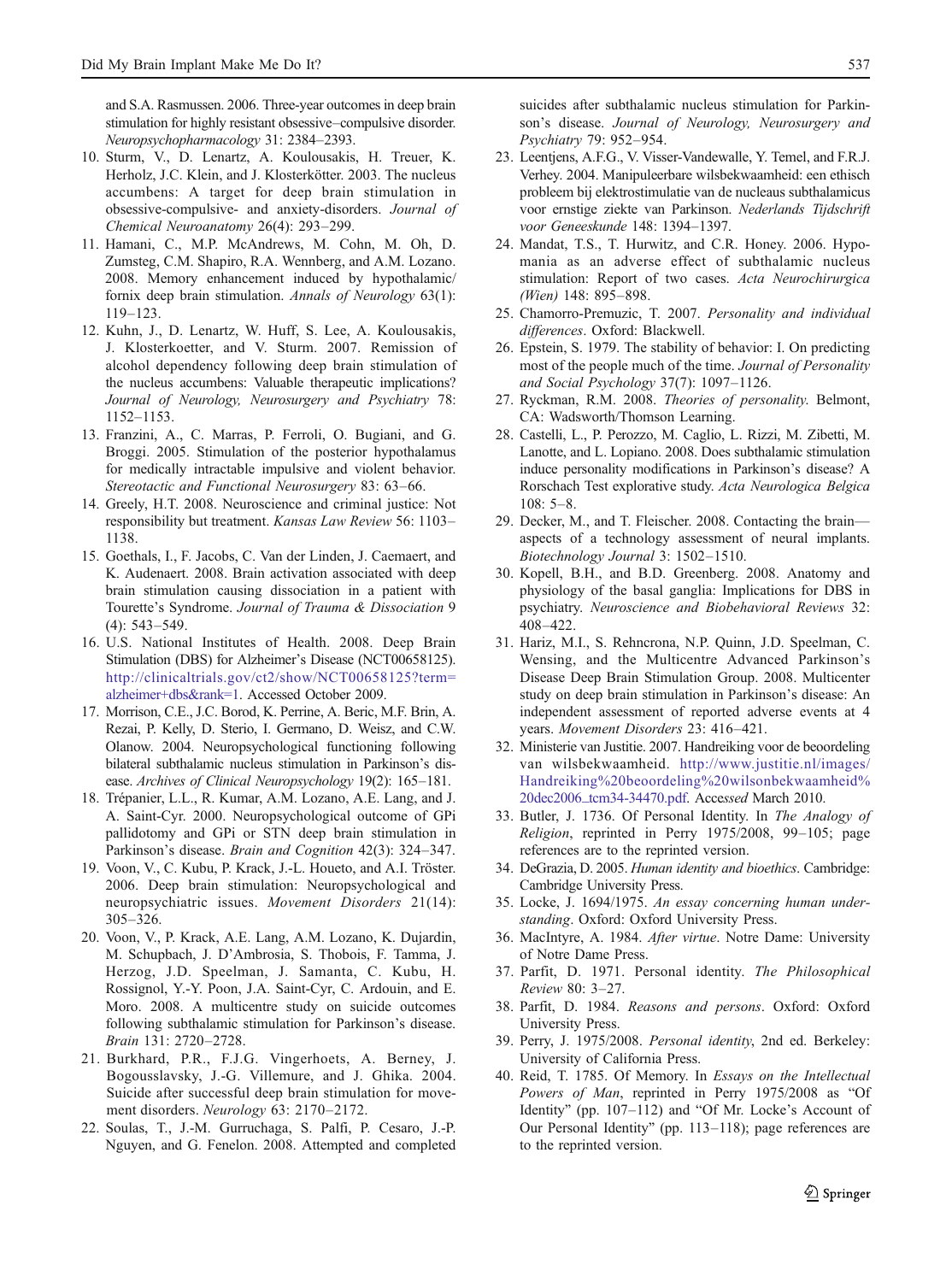and S.A. Rasmussen. 2006. Three-year outcomes in deep brain stimulation for highly resistant obsessive–compulsive disorder. *Neuropsychopharmacology* 31: 2384–2393.

10. Sturm, V., D. Lenartz, A. Koulousakis, H. Treuer, K. Herholz, J.C. Klein, and J. Klosterkötter. 2003. The nucleus accumbens: A target for deep brain stimulation in obsessive-compulsive- and anxiety-disorders. *Journal of Chemical Neuroanatomy* 26(4): 293–299.
11. Hamani, C., M.P. McAndrews, M. Cohn, M. Oh, D. Zumsteg, C.M. Shapiro, R.A. Wennberg, and A.M. Lozano. 2008. Memory enhancement induced by hypothalamic/fornix deep brain stimulation. *Annals of Neurology* 63(1): 119–123.
12. Kuhn, J., D. Lenartz, W. Huff, S. Lee, A. Koulousakis, J. Klosterkoetter, and V. Sturm. 2007. Remission of alcohol dependency following deep brain stimulation of the nucleus accumbens: Valuable therapeutic implications? *Journal of Neurology, Neurosurgery and Psychiatry* 78: 1152–1153.
13. Franzini, A., C. Marras, P. Ferroli, O. Bugiani, and G. Broggi. 2005. Stimulation of the posterior hypothalamus for medically intractable impulsive and violent behavior. *Stereotactic and Functional Neurosurgery* 83: 63–66.
14. Greely, H.T. 2008. Neuroscience and criminal justice: Not responsibility but treatment. *Kansas Law Review* 56: 1103–1138.
15. Goethals, I., F. Jacobs, C. Van der Linden, J. Caemaert, and K. Audenaert. 2008. Brain activation associated with deep brain stimulation causing dissociation in a patient with Tourette's Syndrome. *Journal of Trauma & Dissociation* 9 (4): 543–549.
16. U.S. National Institutes of Health. 2008. Deep Brain Stimulation (DBS) for Alzheimer's Disease (NCT00658125). http://clinicaltrials.gov/ct2/show/NCT00658125?term=alzheimer+dbs&rank=1. Accessed October 2009.
17. Morrison, C.E., J.C. Borod, K. Perrine, A. Beric, M.F. Brin, A. Rezai, P. Kelly, D. Sterio, I. Germano, D. Weisz, and C.W. Olanow. 2004. Neuropsychological functioning following bilateral subthalamic nucleus stimulation in Parkinson's disease. *Archives of Clinical Neuropsychology* 19(2): 165–181.
18. Trépanier, L.L., R. Kumar, A.M. Lozano, A.E. Lang, and J. A. Saint-Cyr. 2000. Neuropsychological outcome of GPi pallidotomy and GPi or STN deep brain stimulation in Parkinson's disease. *Brain and Cognition* 42(3): 324–347.
19. Voon, V., C. Kubu, P. Krack, J.-L. Houeto, and A.I. Tröster. 2006. Deep brain stimulation: Neuropsychological and neuropsychiatric issues. *Movement Disorders* 21(14): 305–326.
20. Voon, V., P. Krack, A.E. Lang, A.M. Lozano, K. Dujardin, M. Schupbach, J. D'Ambrosia, S. Thobois, F. Tamma, J. Herzog, J.D. Speelman, J. Samanta, C. Kubu, H. Rossignol, Y.-Y. Poon, J.A. Saint-Cyr, C. Ardouin, and E. Moro. 2008. A multicentre study on suicide outcomes following subthalamic stimulation for Parkinson's disease. *Brain* 131: 2720–2728.
21. Burkhard, P.R., F.J.G. Vingerhoets, A. Berney, J. Bogousslavsky, J.-G. Villemure, and J. Ghika. 2004. Suicide after successful deep brain stimulation for movement disorders. *Neurology* 63: 2170–2172.
22. Soulas, T., J.-M. Gurruchaga, S. Palfi, P. Cesaro, J.-P. Nguyen, and G. Fenelon. 2008. Attempted and completed suicides after subthalamic nucleus stimulation for Parkinson's disease. *Journal of Neurology, Neurosurgery and Psychiatry* 79: 952–954.
23. Leentjens, A.F.G., V. Visser-Vandewalle, Y. Temel, and F.R.J. Verhey. 2004. Manipuleerbare wilsbekwaamheid: een ethisch probleem bij elektrostimulatie van de nucleaus subthalamicus voor ernstige ziekte van Parkinson. *Nederlands Tijdschrift voor Geneeskunde* 148: 1394–1397.
24. Mandat, T.S., T. Hurwitz, and C.R. Honey. 2006. Hypomania as an adverse effect of subthalamic nucleus stimulation: Report of two cases. *Acta Neurochirurgica (Wien)* 148: 895–898.
25. Chamorro-Premuzic, T. 2007. *Personality and individual differences*. Oxford: Blackwell.
26. Epstein, S. 1979. The stability of behavior: I. On predicting most of the people much of the time. *Journal of Personality and Social Psychology* 37(7): 1097–1126.
27. Ryckman, R.M. 2008. *Theories of personality.* Belmont, CA: Wadsworth/Thomson Learning.
28. Castelli, L., P. Perozzo, M. Caglio, L. Rizzi, M. Zibetti, M. Lanotte, and L. Lopiano. 2008. Does subthalamic stimulation induce personality modifications in Parkinson's disease? A Rorschach Test explorative study. *Acta Neurologica Belgica* 108: 5–8.
29. Decker, M., and T. Fleischer. 2008. Contacting the brain—aspects of a technology assessment of neural implants. *Biotechnology Journal* 3: 1502–1510.
30. Kopell, B.H., and B.D. Greenberg. 2008. Anatomy and physiology of the basal ganglia: Implications for DBS in psychiatry. *Neuroscience and Biobehavioral Reviews* 32: 408–422.
31. Hariz, M.I., S. Rehncrona, N.P. Quinn, J.D. Speelman, C. Wensing, and the Multicentre Advanced Parkinson's Disease Deep Brain Stimulation Group. 2008. Multicenter study on deep brain stimulation in Parkinson's disease: An independent assessment of reported adverse events at 4 years. *Movement Disorders* 23: 416–421.
32. Ministerie van Justitie. 2007. Handreiking voor de beoordeling van wilsbekwaamheid. http://www.justitie.nl/images/Handreiking%20beoordeling%20wilsonbekwaamheid%20dec2006_tcm34-34470.pdf. Accessed March 2010.
33. Butler, J. 1736. Of Personal Identity. In *The Analogy of Religion*, reprinted in Perry 1975/2008, 99–105; page references are to the reprinted version.
34. DeGrazia, D. 2005. *Human identity and bioethics*. Cambridge: Cambridge University Press.
35. Locke, J. 1694/1975. *An essay concerning human understanding*. Oxford: Oxford University Press.
36. MacIntyre, A. 1984. *After virtue*. Notre Dame: University of Notre Dame Press.
37. Parfit, D. 1971. Personal identity. *The Philosophical Review* 80: 3–27.
38. Parfit, D. 1984. *Reasons and persons*. Oxford: Oxford University Press.
39. Perry, J. 1975/2008. *Personal identity*, 2nd ed. Berkeley: University of California Press.
40. Reid, T. 1785. Of Memory. In *Essays on the Intellectual Powers of Man*, reprinted in Perry 1975/2008 as "Of Identity" (pp. 107–112) and "Of Mr. Locke's Account of Our Personal Identity" (pp. 113–118); page references are to the reprinted version.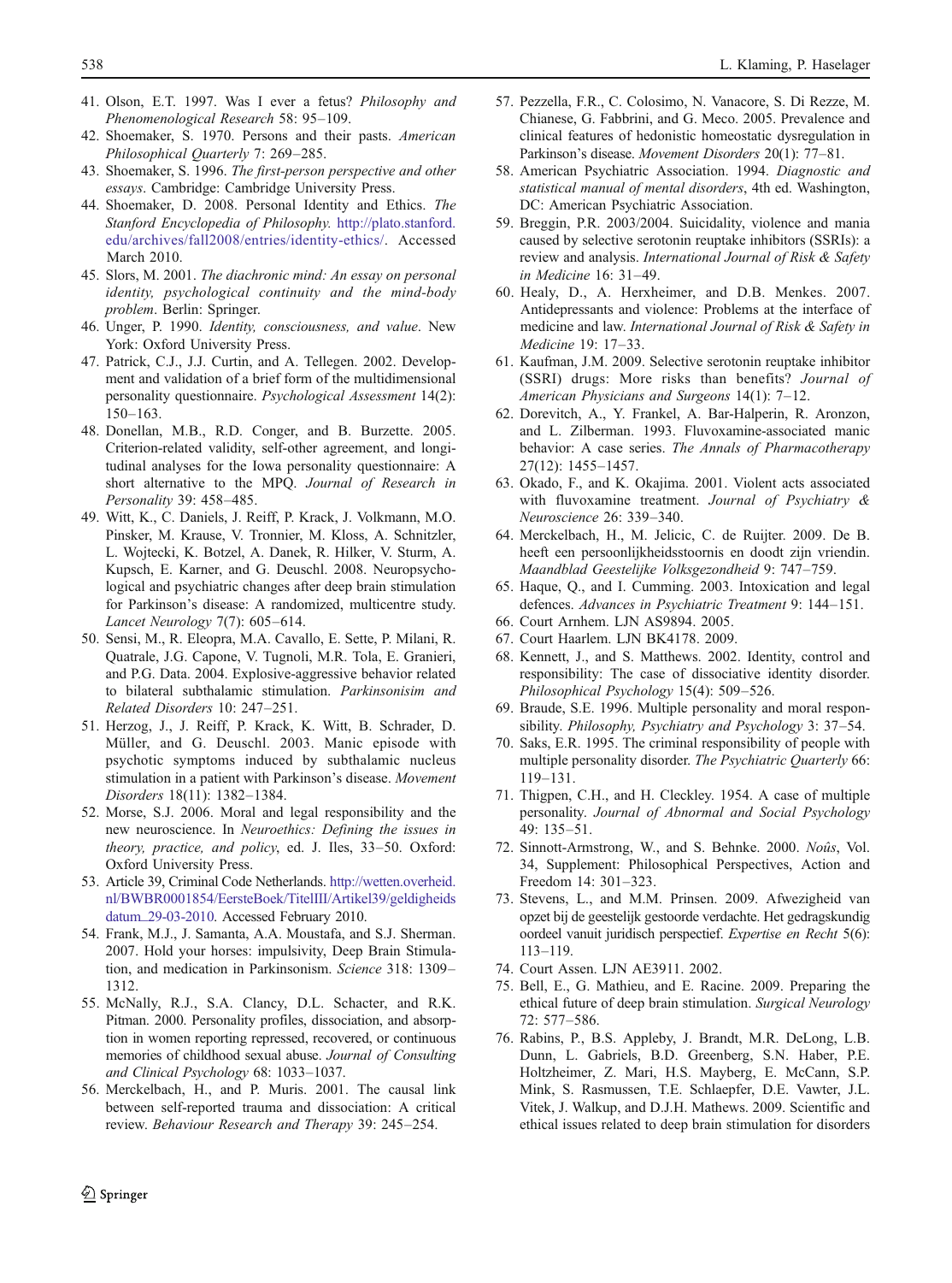41. Olson, E.T. 1997. Was I ever a fetus? *Philosophy and Phenomenological Research* 58: 95–109.
42. Shoemaker, S. 1970. Persons and their pasts. *American Philosophical Quarterly* 7: 269–285.
43. Shoemaker, S. 1996. *The first-person perspective and other essays*. Cambridge: Cambridge University Press.
44. Shoemaker, D. 2008. Personal Identity and Ethics. *The Stanford Encyclopedia of Philosophy*. http://plato.stanford.edu/archives/fall2008/entries/identity-ethics/. Accessed March 2010.
45. Slors, M. 2001. *The diachronic mind: An essay on personal identity, psychological continuity and the mind-body problem*. Berlin: Springer.
46. Unger, P. 1990. *Identity, consciousness, and value*. New York: Oxford University Press.
47. Patrick, C.J., J.J. Curtin, and A. Tellegen. 2002. Development and validation of a brief form of the multidimensional personality questionnaire. *Psychological Assessment* 14(2): 150–163.
48. Donellan, M.B., R.D. Conger, and B. Burzette. 2005. Criterion-related validity, self-other agreement, and longitudinal analyses for the Iowa personality questionnaire: A short alternative to the MPQ. *Journal of Research in Personality* 39: 458–485.
49. Witt, K., C. Daniels, J. Reiff, P. Krack, J. Volkmann, M.O. Pinsker, M. Krause, V. Tronnier, M. Kloss, A. Schnitzler, L. Wojtecki, K. Botzel, A. Danek, R. Hilker, V. Sturm, A. Kupsch, E. Karner, and G. Deuschl. 2008. Neuropsychological and psychiatric changes after deep brain stimulation for Parkinson's disease: A randomized, multicentre study. *Lancet Neurology* 7(7): 605–614.
50. Sensi, M., R. Eleopra, M.A. Cavallo, E. Sette, P. Milani, R. Quatrale, J.G. Capone, V. Tugnoli, M.R. Tola, E. Granieri, and P.G. Data. 2004. Explosive-aggressive behavior related to bilateral subthalamic stimulation. *Parkinsonisim and Related Disorders* 10: 247–251.
51. Herzog, J., J. Reiff, P. Krack, K. Witt, B. Schrader, D. Müller, and G. Deuschl. 2003. Manic episode with psychotic symptoms induced by subthalamic nucleus stimulation in a patient with Parkinson's disease. *Movement Disorders* 18(11): 1382–1384.
52. Morse, S.J. 2006. Moral and legal responsibility and the new neuroscience. In *Neuroethics: Defining the issues in theory, practice, and policy*, ed. J. Iles, 33–50. Oxford: Oxford University Press.
53. Article 39, Criminal Code Netherlands. http://wetten.overheid.nl/BWBR0001854/EersteBoek/TitelIII/Artikel39/geldigheidsdatum_29-03-2010. Accessed February 2010.
54. Frank, M.J., J. Samanta, A.A. Moustafa, and S.J. Sherman. 2007. Hold your horses: impulsivity, Deep Brain Stimulation, and medication in Parkinsonism. *Science* 318: 1309–1312.
55. McNally, R.J., S.A. Clancy, D.L. Schacter, and R.K. Pitman. 2000. Personality profiles, dissociation, and absorption in women reporting repressed, recovered, or continuous memories of childhood sexual abuse. *Journal of Consulting and Clinical Psychology* 68: 1033–1037.
56. Merckelbach, H., and P. Muris. 2001. The causal link between self-reported trauma and dissociation: A critical review. *Behaviour Research and Therapy* 39: 245–254.
57. Pezzella, F.R., C. Colosimo, N. Vanacore, S. Di Rezze, M. Chianese, G. Fabbrini, and G. Meco. 2005. Prevalence and clinical features of hedonistic homeostatic dysregulation in Parkinson's disease. *Movement Disorders* 20(1): 77–81.
58. American Psychiatric Association. 1994. *Diagnostic and statistical manual of mental disorders*, 4th ed. Washington, DC: American Psychiatric Association.
59. Breggin, P.R. 2003/2004. Suicidality, violence and mania caused by selective serotonin reuptake inhibitors (SSRIs): a review and analysis. *International Journal of Risk & Safety in Medicine* 16: 31–49.
60. Healy, D., A. Herxheimer, and D.B. Menkes. 2007. Antidepressants and violence: Problems at the interface of medicine and law. *International Journal of Risk & Safety in Medicine* 19: 17–33.
61. Kaufman, J.M. 2009. Selective serotonin reuptake inhibitor (SSRI) drugs: More risks than benefits? *Journal of American Physicians and Surgeons* 14(1): 7–12.
62. Dorevitch, A., Y. Frankel, A. Bar-Halperin, R. Aronzon, and L. Zilberman. 1993. Fluvoxamine-associated manic behavior: A case series. *The Annals of Pharmacotherapy* 27(12): 1455–1457.
63. Okado, F., and K. Okajima. 2001. Violent acts associated with fluvoxamine treatment. *Journal of Psychiatry & Neuroscience* 26: 339–340.
64. Merckelbach, H., M. Jelicic, C. de Ruijter. 2009. De B. heeft een persoonlijkheidsstoornis en doodt zijn vriendin. *Maandblad Geestelijke Volksgezondheid* 9: 747–759.
65. Haque, Q., and I. Cumming. 2003. Intoxication and legal defences. *Advances in Psychiatric Treatment* 9: 144–151.
66. Court Arnhem. LJN AS9894. 2005.
67. Court Haarlem. LJN BK4178. 2009.
68. Kennett, J., and S. Matthews. 2002. Identity, control and responsibility: The case of dissociative identity disorder. *Philosophical Psychology* 15(4): 509–526.
69. Braude, S.E. 1996. Multiple personality and moral responsibility. *Philosophy, Psychiatry and Psychology* 3: 37–54.
70. Saks, E.R. 1995. The criminal responsibility of people with multiple personality disorder. *The Psychiatric Quarterly* 66: 119–131.
71. Thigpen, C.H., and H. Cleckley. 1954. A case of multiple personality. *Journal of Abnormal and Social Psychology* 49: 135–51.
72. Sinnott-Armstrong, W., and S. Behnke. 2000. *Noûs*, Vol. 34, Supplement: Philosophical Perspectives, Action and Freedom 14: 301–323.
73. Stevens, L., and M.M. Prinsen. 2009. Afwezigheid van opzet bij de geestelijk gestoorde verdachte. Het gedragskundig oordeel vanuit juridisch perspectief. *Expertise en Recht* 5(6): 113–119.
74. Court Assen. LJN AE3911. 2002.
75. Bell, E., G. Mathieu, and E. Racine. 2009. Preparing the ethical future of deep brain stimulation. *Surgical Neurology* 72: 577–586.
76. Rabins, P., B.S. Appleby, J. Brandt, M.R. DeLong, L.B. Dunn, L. Gabriels, B.D. Greenberg, S.N. Haber, P.E. Holtzheimer, Z. Mari, H.S. Mayberg, E. McCann, S.P. Mink, S. Rasmussen, T.E. Schlaepfer, D.E. Vawter, J.L. Vitek, J. Walkup, and D.J.H. Mathews. 2009. Scientific and ethical issues related to deep brain stimulation for disorders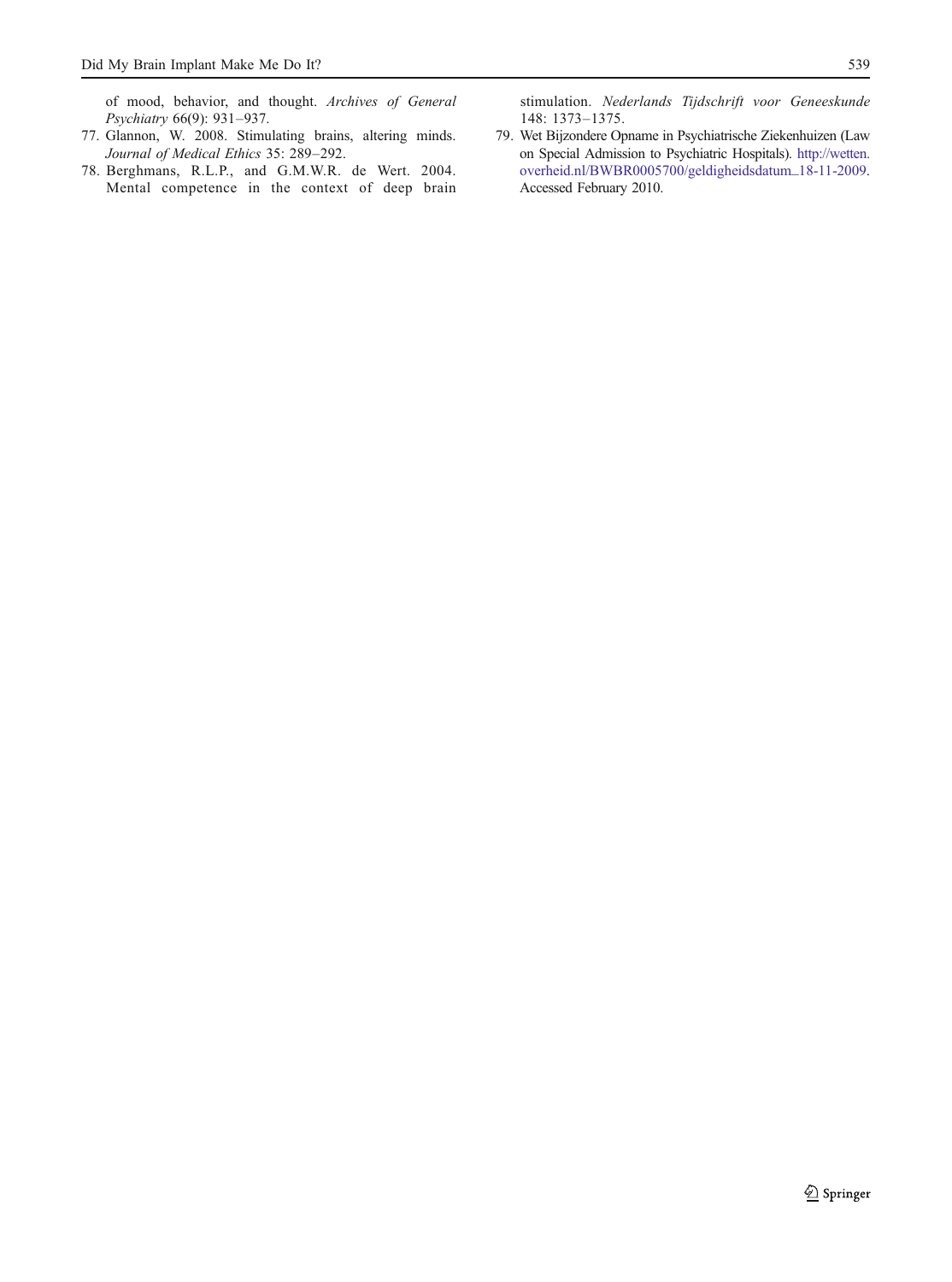of mood, behavior, and thought. *Archives of General Psychiatry* 66(9): 931–937.

77. Glannon, W. 2008. Stimulating brains, altering minds. *Journal of Medical Ethics* 35: 289–292.
78. Berghmans, R.L.P., and G.M.W.R. de Wert. 2004. Mental competence in the context of deep brain stimulation. *Nederlands Tijdschrift voor Geneeskunde* 148: 1373–1375.
79. Wet Bijzondere Opname in Psychiatrische Ziekenhuizen (Law on Special Admission to Psychiatric Hospitals). http://wetten.overheid.nl/BWBR0005700/geldigheidsdatum_18-11-2009. Accessed February 2010.